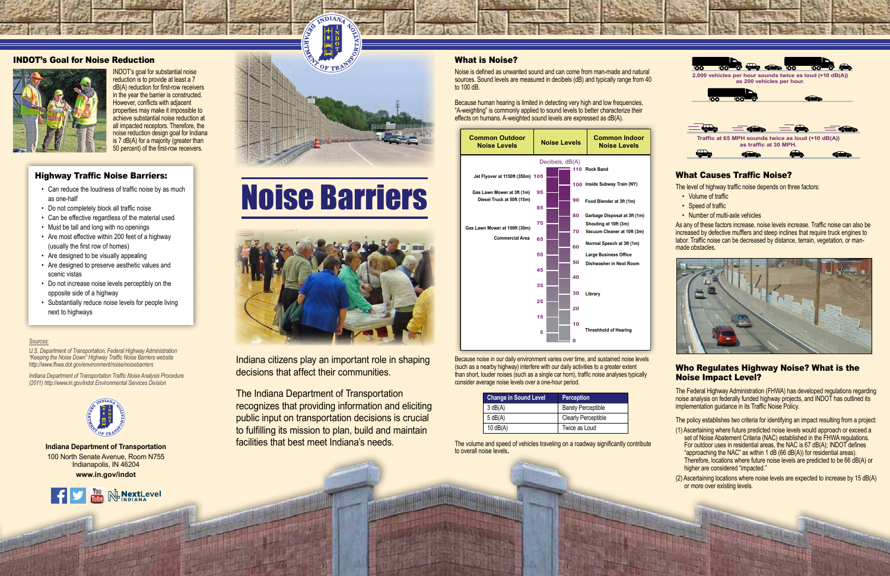# Noise Barriers

## INDOT's Goal for Noise Reduction

INDOT's goal for substantial noise reduction is to provide at least a 7 dB(A) reduction for first-row receivers in the year the barrier is constructed. However, conflicts with adjacent properties may make it impossible to achieve substantial noise reduction at all impacted receptors. Therefore, the noise reduction design goal for Indiana is 7 dB(A) for a majority (greater than 50 percent) of the first-row receivers.

## Highway Traffic Noise Barriers:

- Can reduce the loudness of traffic noise by as much as one-half
- Do not completely block all traffic noise
- Can be effective regardless of the material used
- Must be tall and long with no openings
- Are most effective within 200 feet of a highway (usually the first row of homes)
- Are designed to be visually appealing
- Are designed to preserve aesthetic values and scenic vistas
- Do not increase noise levels perceptibly on the opposite side of a highway
- Substantially reduce noise levels for people living next to highways

*Sources:*

*U.S. Department of Transportation, Federal Highway Administration "Keeping the Noise Down" Highway Traffic Noise Barriers website http://www.fhwa.dot.gov/environment/noise/noisebarriers*

*Indiana Department of Transportation Traffic Noise Analysis Procedure (2011) http://www.in.gov/indot Environmental Services Division*

**Indiana Department of Transportation**
100 North Senate Avenue, Room N755
Indianapolis, IN 46204
**www.in.gov/indot**

Indiana citizens play an important role in shaping decisions that affect their communities.

The Indiana Department of Transportation recognizes that providing information and eliciting public input on transportation decisions is crucial to fulfilling its mission to plan, build and maintain facilities that best meet Indiana's needs.

## What is Noise?

Noise is defined as unwanted sound and can come from man-made and natural sources. Sound levels are measured in decibels (dB) and typically range from 40 to 100 dB.

Because human hearing is limited in detecting very high and low frequencies, "A-weighting" is commonly applied to sound levels to better characterize their effects on humans. A-weighted sound levels are expressed as dB(A).

| Common Outdoor Noise Levels | Noise Levels (Decibels, dB(A)) | Common Indoor Noise Levels |
|---|---|---|
| | 110 | Rock Band |
| Jet Flyover at 1150ft (350m) | 105 | |
| | 100 | Inside Subway Train (NY) |
| Gas Lawn Mower at 3ft (1m); Diesel Truck at 50ft (15m) | 95 | |
| | 90 | Food Blender at 3ft (1m) |
| | 85 | |
| | 80 | Garbage Disposal at 3ft (1m); Shouting at 10ft (3m) |
| Gas Lawn Mower at 100ft (30m) | 75 | |
| | 70 | Vacuum Cleaner at 10ft (3m) |
| Commercial Area | 65 | |
| | 60 | Normal Speech at 3ft (1m) |
| | 55 | Large Business Office |
| | 50 | Dishwasher in Next Room |
| | 45 | |
| | 40 | |
| | 35 | |
| | 30 | Library |
| | 25 | |
| | 20 | |
| | 15 | |
| | 10 | Threshhold of Hearing |
| | 5 | |
| | 0 | |

Because noise in our daily environment varies over time, and sustained noise levels (such as a nearby highway) interfere with our daily activities to a greater extent than short, louder noises (such as a single car horn), traffic noise analyses typically consider average noise levels over a one-hour period.

| Change in Sound Level | Perception |
|---|---|
| 3 dB(A) | Barely Perceptible |
| 5 dB(A) | Clearly Perceptible |
| 10 dB(A) | Twice as Loud |

The volume and speed of vehicles traveling on a roadway significantly contribute to overall noise levels.

**2,000 vehicles per hour sounds twice as loud (+10 dB(A)) as 200 vehicles per hour.**

**Traffic at 65 MPH sounds twice as loud (+10 dB(A)) as traffic at 30 MPH.**

## What Causes Traffic Noise?

The level of highway traffic noise depends on three factors:

- Volume of traffic
- Speed of traffic
- Number of multi-axle vehicles

As any of these factors increase, noise levels increase. Traffic noise can also be increased by defective mufflers and steep inclines that require truck engines to labor. Traffic noise can be decreased by distance, terrain, vegetation, or man-made obstacles.

## Who Regulates Highway Noise? What is the Noise Impact Level?

The Federal Highway Administration (FHWA) has developed regulations regarding noise analysis on federally funded highway projects, and INDOT has outlined its implementation guidance in its Traffic Noise Policy.

The policy establishes two criteria for identifying an impact resulting from a project:

(1) Ascertaining where future predicted noise levels would approach or exceed a set of Noise Abatement Criteria (NAC) established in the FHWA regulations. For outdoor uses in residential areas, the NAC is 67 dB(A); INDOT defines "approaching the NAC" as within 1 dB (66 dB(A)) for residential areas). Therefore, locations where future noise levels are predicted to be 66 dB(A) or higher are considered "impacted."

(2) Ascertaining locations where noise levels are expected to increase by 15 dB(A) or more over existing levels.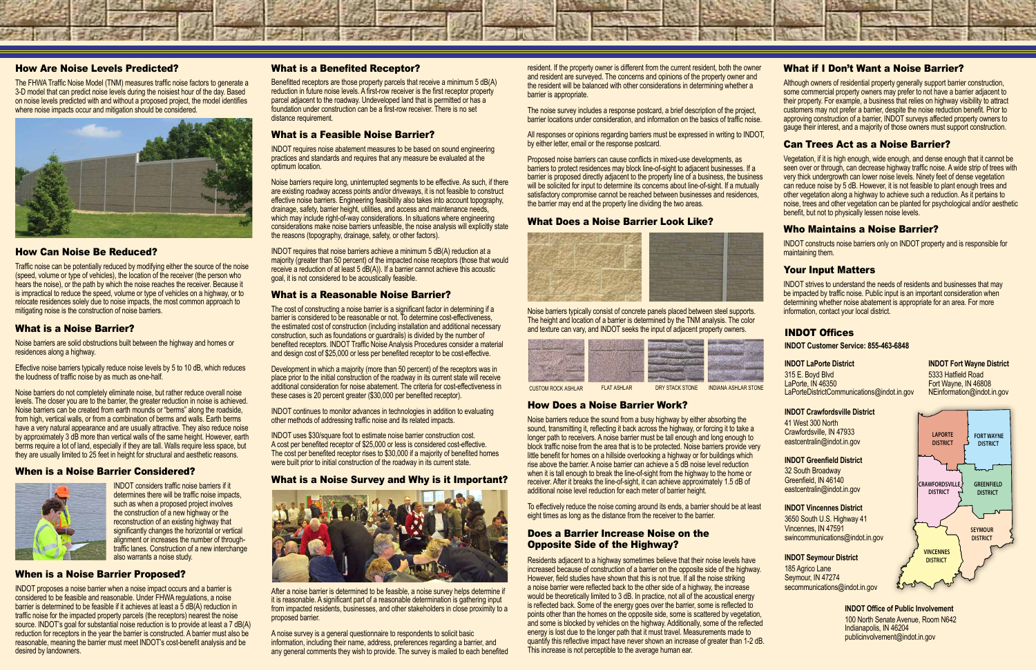## How Are Noise Levels Predicted?

The FHWA Traffic Noise Model (TNM) measures traffic noise factors to generate a 3-D model that can predict noise levels during the noisiest hour of the day. Based on noise levels predicted with and without a proposed project, the model identifies where noise impacts occur and mitigation should be considered.

## How Can Noise Be Reduced?

Traffic noise can be potentially reduced by modifying either the source of the noise (speed, volume or type of vehicles), the location of the receiver (the person who hears the noise), or the path by which the noise reaches the receiver. Because it is impractical to reduce the speed, volume or type of vehicles on a highway, or to relocate residences solely due to noise impacts, the most common approach to mitigating noise is the construction of noise barriers.

## What is a Noise Barrier?

Noise barriers are solid obstructions built between the highway and homes or residences along a highway.

Effective noise barriers typically reduce noise levels by 5 to 10 dB, which reduces the loudness of traffic noise by as much as one-half.

Noise barriers do not completely eliminate noise, but rather reduce overall noise levels. The closer you are to the barrier, the greater reduction in noise is achieved. Noise barriers can be created from earth mounds or "berms" along the roadside, from high, vertical walls, or from a combination of berms and walls. Earth berms have a very natural appearance and are usually attractive. They also reduce noise by approximately 3 dB more than vertical walls of the same height. However, earth berms require a lot of land, especially if they are tall. Walls require less space, but they are usually limited to 25 feet in height for structural and aesthetic reasons.

## When is a Noise Barrier Considered?

INDOT considers traffic noise barriers if it determines there will be traffic noise impacts, such as when a proposed project involves the construction of a new highway or the reconstruction of an existing highway that significantly changes the horizontal or vertical alignment or increases the number of through-traffic lanes. Construction of a new interchange also warrants a noise study.

## When is a Noise Barrier Proposed?

INDOT proposes a noise barrier when a noise impact occurs and a barrier is considered to be feasible and reasonable. Under FHWA regulations, a noise barrier is determined to be feasible if it achieves at least a 5 dB(A) reduction in traffic noise for the impacted property parcels (the receptors) nearest the noise source. INDOT's goal for substantial noise reduction is to provide at least a 7 dB(A) reduction for receptors in the year the barrier is constructed. A barrier must also be reasonable, meaning the barrier must meet INDOT's cost-benefit analysis and be desired by landowners.

## What is a Benefited Receptor?

Benefitted receptors are those property parcels that receive a minimum 5 dB(A) reduction in future noise levels. A first-row receiver is the first receptor property parcel adjacent to the roadway. Undeveloped land that is permitted or has a foundation under construction can be a first-row receiver. There is no set distance requirement.

## What is a Feasible Noise Barrier?

INDOT requires noise abatement measures to be based on sound engineering practices and standards and requires that any measure be evaluated at the optimum location.

Noise barriers require long, uninterrupted segments to be effective. As such, if there are existing roadway access points and/or driveways, it is not feasible to construct effective noise barriers. Engineering feasibility also takes into account topography, drainage, safety, barrier height, utilities, and access and maintenance needs, which may include right-of-way considerations. In situations where engineering considerations make noise barriers unfeasible, the noise analysis will explicitly state the reasons (topography, drainage, safety, or other factors).

INDOT requires that noise barriers achieve a minimum 5 dB(A) reduction at a majority (greater than 50 percent) of the impacted noise receptors (those that would receive a reduction of at least 5 dB(A)). If a barrier cannot achieve this acoustic goal, it is not considered to be acoustically feasible.

## What is a Reasonable Noise Barrier?

The cost of constructing a noise barrier is a significant factor in determining if a barrier is considered to be reasonable or not. To determine cost-effectiveness, the estimated cost of construction (including installation and additional necessary construction, such as foundations or guardrails) is divided by the number of benefited receptors. INDOT Traffic Noise Analysis Procedures consider a material and design cost of $25,000 or less per benefited receptor to be cost-effective.

Development in which a majority (more than 50 percent) of the receptors was in place prior to the initial construction of the roadway in its current state will receive additional consideration for noise abatement. The criteria for cost-effectiveness in these cases is 20 percent greater ($30,000 per benefited receptor).

INDOT continues to monitor advances in technologies in addition to evaluating other methods of addressing traffic noise and its related impacts.

INDOT uses $30/square foot to estimate noise barrier construction cost. A cost per benefited receptor of $25,000 or less is considered cost-effective. The cost per benefited receptor rises to $30,000 if a majority of benefited homes were built prior to initial construction of the roadway in its current state.

## What is a Noise Survey and Why is it Important?

After a noise barrier is determined to be feasible, a noise survey helps determine if it is reasonable. A significant part of a reasonable determination is gathering input from impacted residents, businesses, and other stakeholders in close proximity to a proposed barrier.

A noise survey is a general questionnaire to respondents to solicit basic information, including their name, address, preferences regarding a barrier, and any general comments they wish to provide. The survey is mailed to each benefited resident. If the property owner is different from the current resident, both the owner and resident are surveyed. The concerns and opinions of the property owner and the resident will be balanced with other considerations in determining whether a barrier is appropriate.

The noise survey includes a response postcard, a brief description of the project, barrier locations under consideration, and information on the basics of traffic noise.

All responses or opinions regarding barriers must be expressed in writing to INDOT, by either letter, email or the response postcard.

Proposed noise barriers can cause conflicts in mixed-use developments, as barriers to protect residences may block line-of-sight to adjacent businesses. If a barrier is proposed directly adjacent to the property line of a business, the business will be solicited for input to determine its concerns about line-of-sight. If a mutually satisfactory compromise cannot be reached between businesses and residences, the barrier may end at the property line dividing the two areas.

## What Does a Noise Barrier Look Like?

Noise barriers typically consist of concrete panels placed between steel supports. The height and location of a barrier is determined by the TNM analysis. The color and texture can vary, and INDOT seeks the input of adjacent property owners.

CUSTOM ROCK ASHLAR  FLAT ASHLAR  DRY STACK STONE  INDIANA ASHLAR STONE

## How Does a Noise Barrier Work?

Noise barriers reduce the sound from a busy highway by either absorbing the sound, transmitting it, reflecting it back across the highway, or forcing it to take a longer path to receivers. A noise barrier must be tall enough and long enough to block traffic noise from the area that is to be protected. Noise barriers provide very little benefit for homes on a hillside overlooking a highway or for buildings which rise above the barrier. A noise barrier can achieve a 5 dB noise level reduction when it is tall enough to break the line-of-sight from the highway to the home or receiver. After it breaks the line-of-sight, it can achieve approximately 1.5 dB of additional noise level reduction for each meter of barrier height.

To effectively reduce the noise coming around its ends, a barrier should be at least eight times as long as the distance from the receiver to the barrier.

## Does a Barrier Increase Noise on the Opposite Side of the Highway?

Residents adjacent to a highway sometimes believe that their noise levels have increased because of construction of a barrier on the opposite side of the highway. However, field studies have shown that this is not true. If all the noise striking a noise barrier were reflected back to the other side of a highway, the increase would be theoretically limited to 3 dB. In practice, not all of the acoustical energy is reflected back. Some of the energy goes over the barrier, some is reflected to points other than the homes on the opposite side, some is scattered by vegetation, and some is blocked by vehicles on the highway. Additionally, some of the reflected energy is lost due to the longer path that it must travel. Measurements made to quantify this reflective impact have never shown an increase of greater than 1-2 dB. This increase is not perceptible to the average human ear.

## What if I Don't Want a Noise Barrier?

Although owners of residential property generally support barrier construction, some commercial property owners may prefer to not have a barrier adjacent to their property. For example, a business that relies on highway visibility to attract customers may not prefer a barrier, despite the noise reduction benefit. Prior to approving construction of a barrier, INDOT surveys affected property owners to gauge their interest, and a majority of those owners must support construction.

## Can Trees Act as a Noise Barrier?

Vegetation, if it is high enough, wide enough, and dense enough that it cannot be seen over or through, can decrease highway traffic noise. A wide strip of trees with very thick undergrowth can lower noise levels. Ninety feet of dense vegetation can reduce noise by 5 dB. However, it is not feasible to plant enough trees and other vegetation along a highway to achieve such a reduction. As it pertains to noise, trees and other vegetation can be planted for psychological and/or aesthetic benefit, but not to physically lessen noise levels.

## Who Maintains a Noise Barrier?

INDOT constructs noise barriers only on INDOT property and is responsible for maintaining them.

## Your Input Matters

INDOT strives to understand the needs of residents and businesses that may be impacted by traffic noise. Public input is an important consideration when determining whether noise abatement is appropriate for an area. For more information, contact your local district.

## INDOT Offices

**INDOT Customer Service: 855-463-6848**

**INDOT LaPorte District**
315 E. Boyd Blvd
LaPorte, IN 46350
LaPorteDistrictCommunications@indot.in.gov

**INDOT Fort Wayne District**
5333 Hatfield Road
Fort Wayne, IN 46808
NEinformation@indot.in.gov

**INDOT Crawfordsville District**
41 West 300 North
Crawfordsville, IN 47933
eastcentralin@indot.in.gov

**INDOT Greenfield District**
32 South Broadway
Greenfield, IN 46140
eastcentralin@indot.in.gov

**INDOT Vincennes District**
3650 South U.S. Highway 41
Vincennes, IN 47591
swincommunications@indot.in.gov

**INDOT Seymour District**
185 Agrico Lane
Seymour, IN 47274
secommunications@indot.in.gov

LAPORTE DISTRICT
FORT WAYNE DISTRICT
CRAWFORDSVILLE DISTRICT
GREENFIELD DISTRICT
SEYMOUR DISTRICT
VINCENNES DISTRICT

**INDOT Office of Public Involvement**
100 North Senate Avenue, Room N642
Indianapolis, IN 46204
publicinvolvement@indot.in.gov